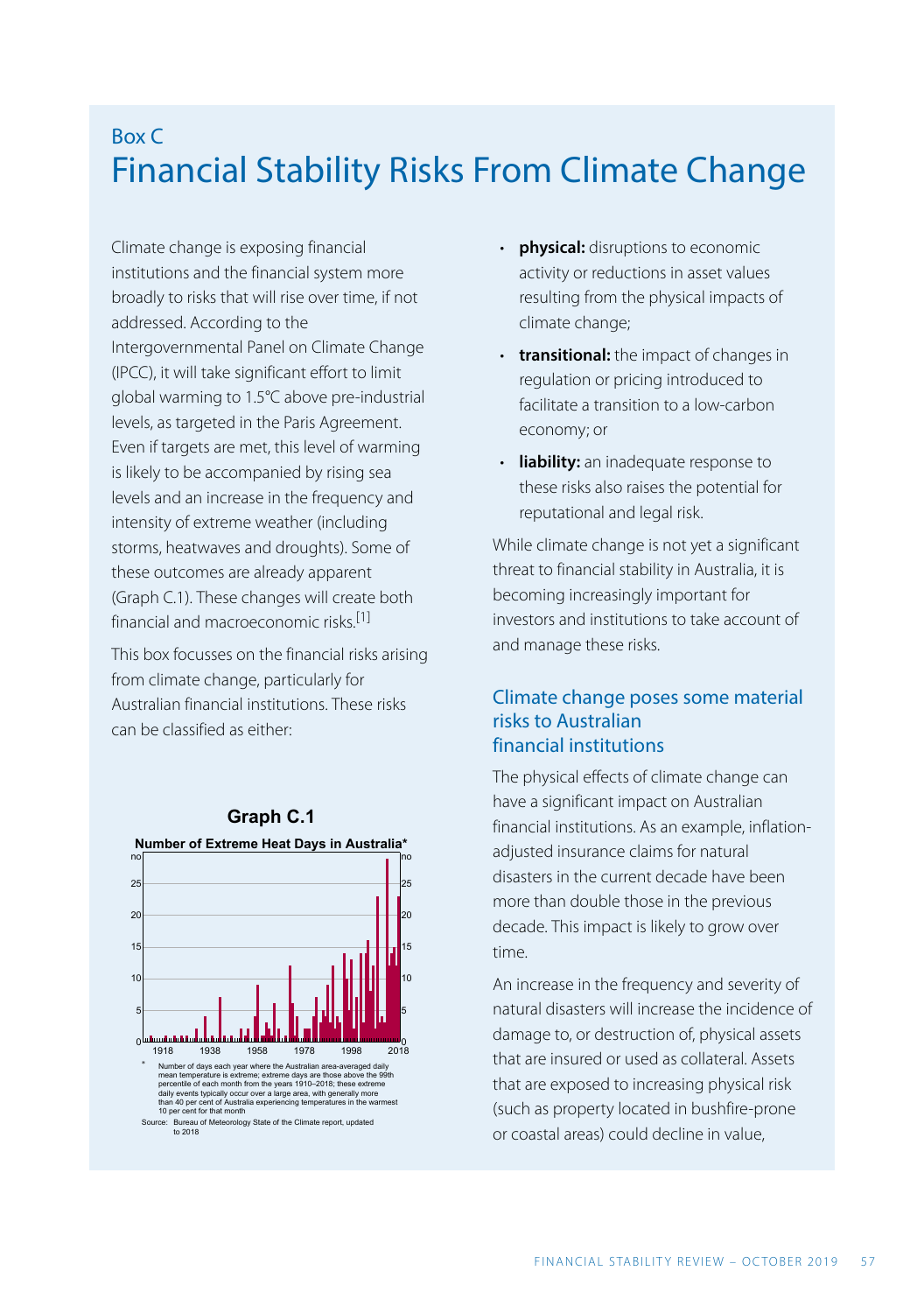Box C

# Financial Stability Risks From Climate Change

Climate change is exposing financial institutions and the financial system more broadly to risks that will rise over time, if not addressed. According to the Intergovernmental Panel on Climate Change (IPCC), it will take significant effort to limit global warming to 1.5°C above pre-industrial levels, as targeted in the Paris Agreement. Even if targets are met, this level of warming is likely to be accompanied by rising sea levels and an increase in the frequency and intensity of extreme weather (including storms, heatwaves and droughts). Some of these outcomes are already apparent (Graph C.1). These changes will create both financial and macroeconomic risks.[1]

This box focusses on the financial risks arising from climate change, particularly for Australian financial institutions. These risks can be classified as either:

- **physical:** disruptions to economic activity or reductions in asset values resulting from the physical impacts of climate change;
- **transitional:** the impact of changes in regulation or pricing introduced to facilitate a transition to a low-carbon economy; or
- **liability:** an inadequate response to these risks also raises the potential for reputational and legal risk.

While climate change is not yet a significant threat to financial stability in Australia, it is becoming increasingly important for investors and institutions to take account of and manage these risks.

**Graph C.1**

**Number of Extreme Heat Days in Australia***

\* Number of days each year where the Australian area-averaged daily mean temperature is extreme; extreme days are those above the 99th percentile of each month from the years 1910–2018; these extreme daily events typically occur over a large area, with generally more than 40 per cent of Australia experiencing temperatures in the warmest 10 per cent for that month

Source: Bureau of Meteorology State of the Climate report, updated to 2018

## Climate change poses some material risks to Australian financial institutions

The physical effects of climate change can have a significant impact on Australian financial institutions. As an example, inflation-adjusted insurance claims for natural disasters in the current decade have been more than double those in the previous decade. This impact is likely to grow over time.

An increase in the frequency and severity of natural disasters will increase the incidence of damage to, or destruction of, physical assets that are insured or used as collateral. Assets that are exposed to increasing physical risk (such as property located in bushfire-prone or coastal areas) could decline in value,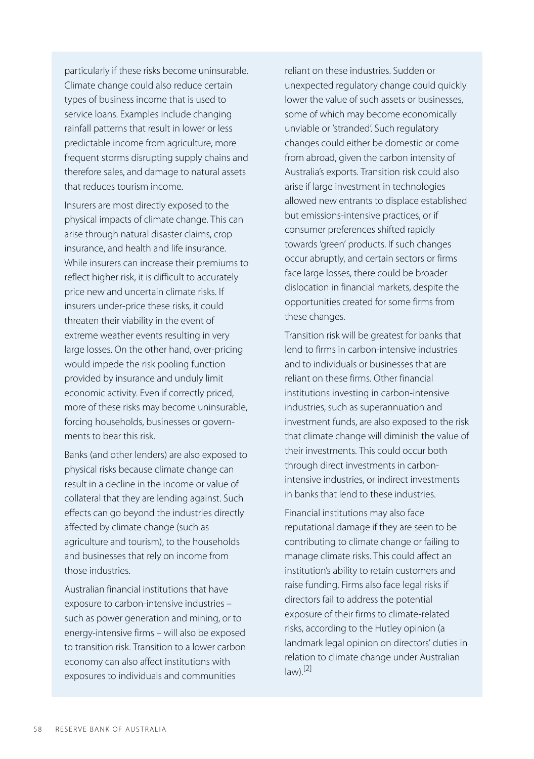particularly if these risks become uninsurable. Climate change could also reduce certain types of business income that is used to service loans. Examples include changing rainfall patterns that result in lower or less predictable income from agriculture, more frequent storms disrupting supply chains and therefore sales, and damage to natural assets that reduces tourism income.

Insurers are most directly exposed to the physical impacts of climate change. This can arise through natural disaster claims, crop insurance, and health and life insurance. While insurers can increase their premiums to reflect higher risk, it is difficult to accurately price new and uncertain climate risks. If insurers under-price these risks, it could threaten their viability in the event of extreme weather events resulting in very large losses. On the other hand, over-pricing would impede the risk pooling function provided by insurance and unduly limit economic activity. Even if correctly priced, more of these risks may become uninsurable, forcing households, businesses or governments to bear this risk.

Banks (and other lenders) are also exposed to physical risks because climate change can result in a decline in the income or value of collateral that they are lending against. Such effects can go beyond the industries directly affected by climate change (such as agriculture and tourism), to the households and businesses that rely on income from those industries.

Australian financial institutions that have exposure to carbon-intensive industries – such as power generation and mining, or to energy-intensive firms – will also be exposed to transition risk. Transition to a lower carbon economy can also affect institutions with exposures to individuals and communities reliant on these industries. Sudden or unexpected regulatory change could quickly lower the value of such assets or businesses, some of which may become economically unviable or 'stranded'. Such regulatory changes could either be domestic or come from abroad, given the carbon intensity of Australia's exports. Transition risk could also arise if large investment in technologies allowed new entrants to displace established but emissions-intensive practices, or if consumer preferences shifted rapidly towards 'green' products. If such changes occur abruptly, and certain sectors or firms face large losses, there could be broader dislocation in financial markets, despite the opportunities created for some firms from these changes.

Transition risk will be greatest for banks that lend to firms in carbon-intensive industries and to individuals or businesses that are reliant on these firms. Other financial institutions investing in carbon-intensive industries, such as superannuation and investment funds, are also exposed to the risk that climate change will diminish the value of their investments. This could occur both through direct investments in carbon-intensive industries, or indirect investments in banks that lend to these industries.

Financial institutions may also face reputational damage if they are seen to be contributing to climate change or failing to manage climate risks. This could affect an institution's ability to retain customers and raise funding. Firms also face legal risks if directors fail to address the potential exposure of their firms to climate-related risks, according to the Hutley opinion (a landmark legal opinion on directors' duties in relation to climate change under Australian law).[2]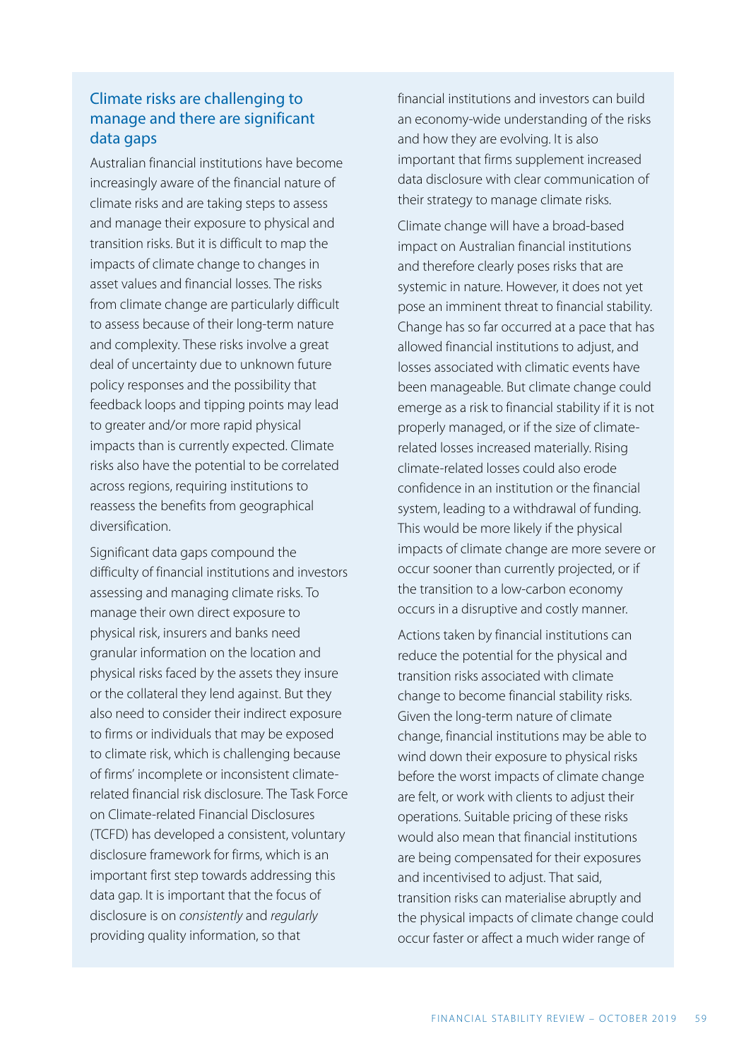## Climate risks are challenging to manage and there are significant data gaps

Australian financial institutions have become increasingly aware of the financial nature of climate risks and are taking steps to assess and manage their exposure to physical and transition risks. But it is difficult to map the impacts of climate change to changes in asset values and financial losses. The risks from climate change are particularly difficult to assess because of their long-term nature and complexity. These risks involve a great deal of uncertainty due to unknown future policy responses and the possibility that feedback loops and tipping points may lead to greater and/or more rapid physical impacts than is currently expected. Climate risks also have the potential to be correlated across regions, requiring institutions to reassess the benefits from geographical diversification.

Significant data gaps compound the difficulty of financial institutions and investors assessing and managing climate risks. To manage their own direct exposure to physical risk, insurers and banks need granular information on the location and physical risks faced by the assets they insure or the collateral they lend against. But they also need to consider their indirect exposure to firms or individuals that may be exposed to climate risk, which is challenging because of firms' incomplete or inconsistent climate-related financial risk disclosure. The Task Force on Climate-related Financial Disclosures (TCFD) has developed a consistent, voluntary disclosure framework for firms, which is an important first step towards addressing this data gap. It is important that the focus of disclosure is on *consistently* and *regularly* providing quality information, so that financial institutions and investors can build an economy-wide understanding of the risks and how they are evolving. It is also important that firms supplement increased data disclosure with clear communication of their strategy to manage climate risks.

Climate change will have a broad-based impact on Australian financial institutions and therefore clearly poses risks that are systemic in nature. However, it does not yet pose an imminent threat to financial stability. Change has so far occurred at a pace that has allowed financial institutions to adjust, and losses associated with climatic events have been manageable. But climate change could emerge as a risk to financial stability if it is not properly managed, or if the size of climate-related losses increased materially. Rising climate-related losses could also erode confidence in an institution or the financial system, leading to a withdrawal of funding. This would be more likely if the physical impacts of climate change are more severe or occur sooner than currently projected, or if the transition to a low-carbon economy occurs in a disruptive and costly manner.

Actions taken by financial institutions can reduce the potential for the physical and transition risks associated with climate change to become financial stability risks. Given the long-term nature of climate change, financial institutions may be able to wind down their exposure to physical risks before the worst impacts of climate change are felt, or work with clients to adjust their operations. Suitable pricing of these risks would also mean that financial institutions are being compensated for their exposures and incentivised to adjust. That said, transition risks can materialise abruptly and the physical impacts of climate change could occur faster or affect a much wider range of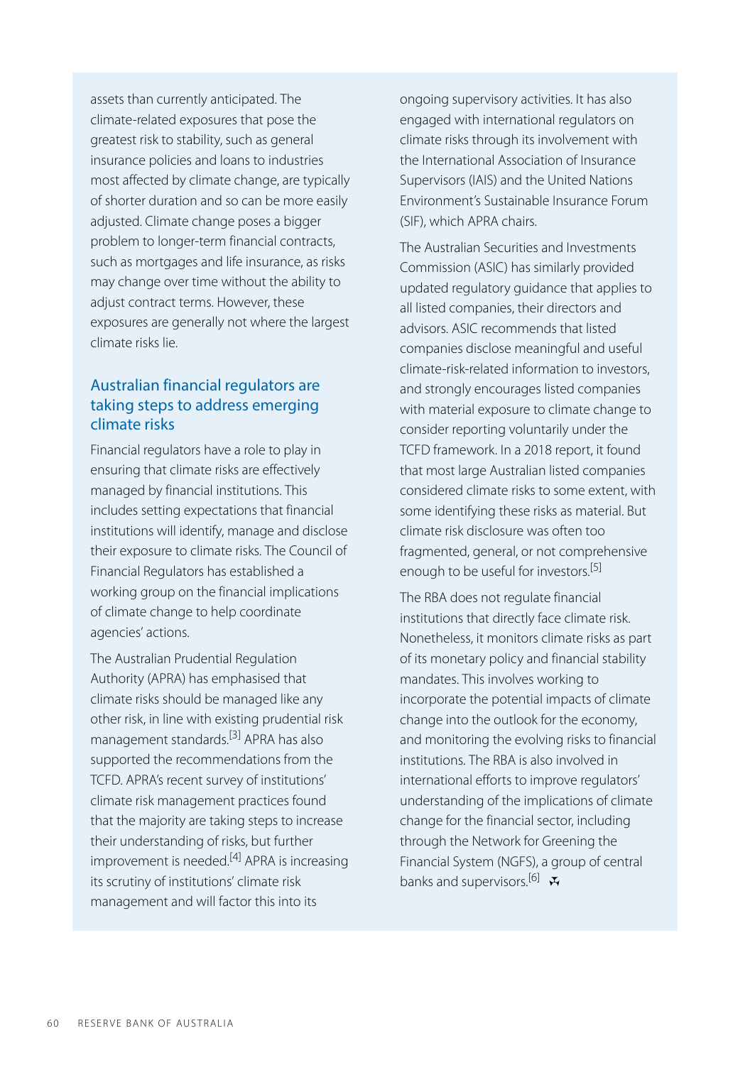assets than currently anticipated. The climate-related exposures that pose the greatest risk to stability, such as general insurance policies and loans to industries most affected by climate change, are typically of shorter duration and so can be more easily adjusted. Climate change poses a bigger problem to longer-term financial contracts, such as mortgages and life insurance, as risks may change over time without the ability to adjust contract terms. However, these exposures are generally not where the largest climate risks lie.

## Australian financial regulators are taking steps to address emerging climate risks

Financial regulators have a role to play in ensuring that climate risks are effectively managed by financial institutions. This includes setting expectations that financial institutions will identify, manage and disclose their exposure to climate risks. The Council of Financial Regulators has established a working group on the financial implications of climate change to help coordinate agencies' actions.

The Australian Prudential Regulation Authority (APRA) has emphasised that climate risks should be managed like any other risk, in line with existing prudential risk management standards.[3] APRA has also supported the recommendations from the TCFD. APRA's recent survey of institutions' climate risk management practices found that the majority are taking steps to increase their understanding of risks, but further improvement is needed.[4] APRA is increasing its scrutiny of institutions' climate risk management and will factor this into its ongoing supervisory activities. It has also engaged with international regulators on climate risks through its involvement with the International Association of Insurance Supervisors (IAIS) and the United Nations Environment's Sustainable Insurance Forum (SIF), which APRA chairs.

The Australian Securities and Investments Commission (ASIC) has similarly provided updated regulatory guidance that applies to all listed companies, their directors and advisors. ASIC recommends that listed companies disclose meaningful and useful climate-risk-related information to investors, and strongly encourages listed companies with material exposure to climate change to consider reporting voluntarily under the TCFD framework. In a 2018 report, it found that most large Australian listed companies considered climate risks to some extent, with some identifying these risks as material. But climate risk disclosure was often too fragmented, general, or not comprehensive enough to be useful for investors.[5]

The RBA does not regulate financial institutions that directly face climate risk. Nonetheless, it monitors climate risks as part of its monetary policy and financial stability mandates. This involves working to incorporate the potential impacts of climate change into the outlook for the economy, and monitoring the evolving risks to financial institutions. The RBA is also involved in international efforts to improve regulators' understanding of the implications of climate change for the financial sector, including through the Network for Greening the Financial System (NGFS), a group of central banks and supervisors.[6]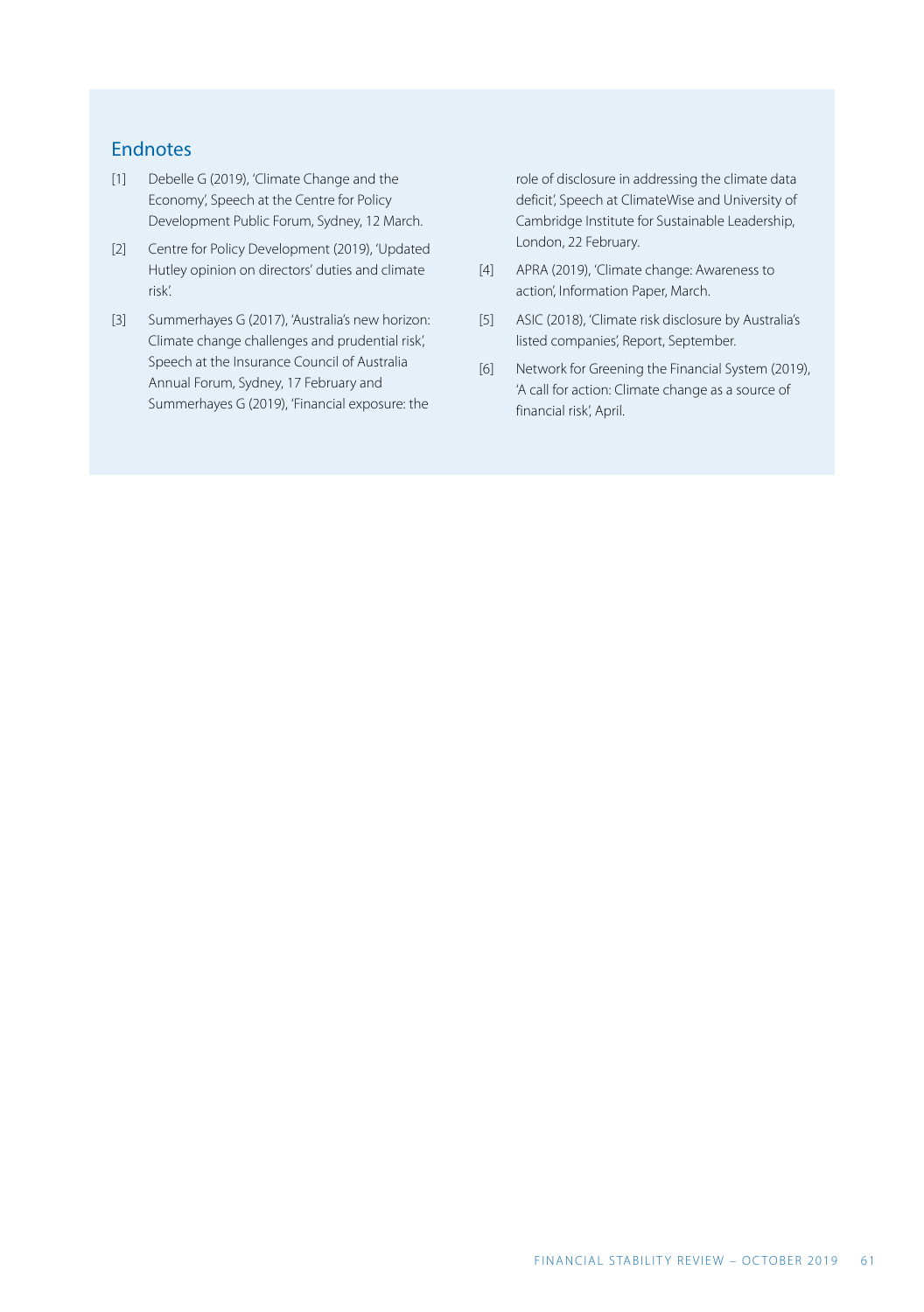## Endnotes

[1] Debelle G (2019), 'Climate Change and the Economy', Speech at the Centre for Policy Development Public Forum, Sydney, 12 March.

[2] Centre for Policy Development (2019), 'Updated Hutley opinion on directors' duties and climate risk'.

[3] Summerhayes G (2017), 'Australia's new horizon: Climate change challenges and prudential risk', Speech at the Insurance Council of Australia Annual Forum, Sydney, 17 February and Summerhayes G (2019), 'Financial exposure: the role of disclosure in addressing the climate data deficit', Speech at ClimateWise and University of Cambridge Institute for Sustainable Leadership, London, 22 February.

[4] APRA (2019), 'Climate change: Awareness to action', Information Paper, March.

[5] ASIC (2018), 'Climate risk disclosure by Australia's listed companies', Report, September.

[6] Network for Greening the Financial System (2019), 'A call for action: Climate change as a source of financial risk', April.